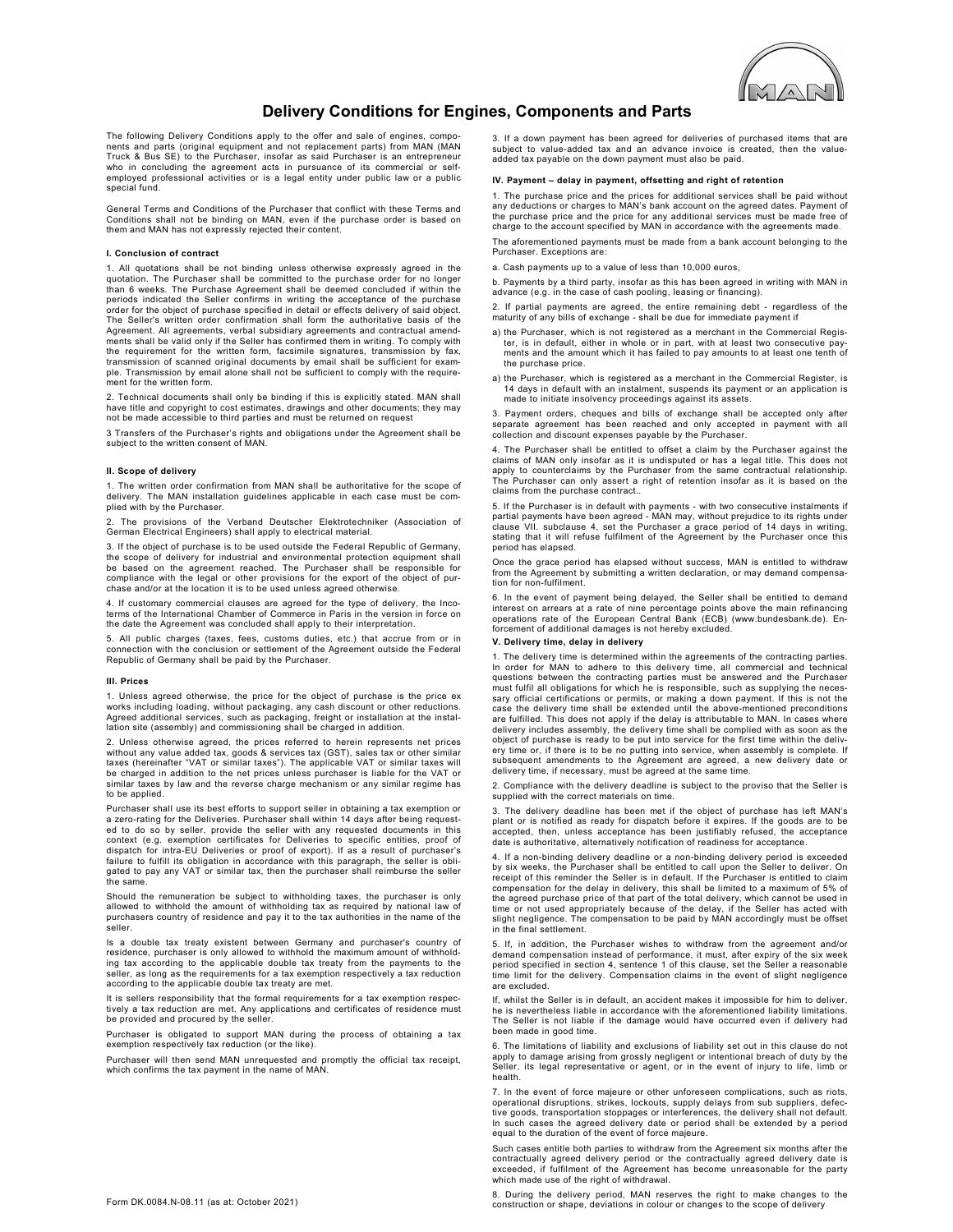# Delivery Conditions for Engines, Components and Parts

The following Delivery Conditions apply to the offer and sale of engines, components and parts (original equipment and not replacement parts) from MAN (MAN Truck & Bus SE) to the Purchaser, insofar as said Purchaser is an entrepreneur who in concluding the agreement acts in pursuance of its commercial or self-employed professional activities or is a legal entity under public law or a public special fund.

General Terms and Conditions of the Purchaser that conflict with these Terms and Conditions shall not be binding on MAN, even if the purchase order is based on them and MAN has not expressly rejected their content.

### I. Conclusion of contract

1. All quotations shall be not binding unless otherwise expressly agreed in the quotation. The Purchaser shall be committed to the purchase order for no longer than 6 weeks. The Purchase Agreement shall be deemed concluded if within the periods indicated the Seller confirms in writing the acceptance of the purchase order for the object of purchase specified in detail or effects delivery of said object. The Seller's written order confirmation shall form the authoritative basis of the Agreement. All agreements, verbal subsidiary agreements and contractual amendments shall be valid only if the Seller has confirmed them in writing. To comply with the requirement for the written form, facsimile signatures, transmission by fax, transmission of scanned original documents by email shall be sufficient for example. Transmission by email alone shall not be sufficient to comply with the requirement for the written form.

2. Technical documents shall only be binding if this is explicitly stated. MAN shall have title and copyright to cost estimates, drawings and other documents; they may not be made accessible to third parties and must be returned on request

3 Transfers of the Purchaser's rights and obligations under the Agreement shall be subject to the written consent of MAN.

### II. Scope of delivery

1. The written order confirmation from MAN shall be authoritative for the scope of delivery. The MAN installation guidelines applicable in each case must be complied with by the Purchaser.

2. The provisions of the Verband Deutscher Elektrotechniker (Association of German Electrical Engineers) shall apply to electrical material.

3. If the object of purchase is to be used outside the Federal Republic of Germany, the scope of delivery for industrial and environmental protection equipment shall be based on the agreement reached. The Purchaser shall be responsible for compliance with the legal or other provisions for the export of the object of purchase and/or at the location it is to be used unless agreed otherwise.

4. If customary commercial clauses are agreed for the type of delivery, the Incoterms of the International Chamber of Commerce in Paris in the version in force on the date the Agreement was concluded shall apply to their interpretation.

5. All public charges (taxes, fees, customs duties, etc.) that accrue from or in connection with the conclusion or settlement of the Agreement outside the Federal Republic of Germany shall be paid by the Purchaser.

### III. Prices

1. Unless agreed otherwise, the price for the object of purchase is the price ex works including loading, without packaging, any cash discount or other reductions. Agreed additional services, such as packaging, freight or installation at the installation site (assembly) and commissioning shall be charged in addition.

2. Unless otherwise agreed, the prices referred to herein represent net prices without any value added tax, goods & services tax (GST), sales tax or other similar taxes (hereinafter "VAT or similar taxes"). The applicable VAT or similar taxes will be charged in addition to the net prices unless purchaser is liable for the VAT or similar taxes by law and the reverse charge mechanism or any similar regime has to be applied.

Purchaser shall use its best efforts to support seller in obtaining a tax exemption or a zero-rating for the Deliveries. Purchaser shall within 14 days after being requested to do so by seller, provide the seller with any requested documents in this context (e.g. exemption certificates for Deliveries to specific entities, proof of dispatch for intra-EU Deliveries or proof of export). If as a result of purchaser's failure to fulfill its obligation in accordance with this paragraph, the seller is obligated to pay any VAT or similar tax, then the purchaser shall reimburse the seller the same.

Should the remuneration be subject to withholding taxes, the purchaser is only allowed to withhold the amount of withholding tax as required by national law of purchasers country of residence and pay it to the tax authorities in the name of the seller.

Is a double tax treaty existent between Germany and purchaser's country of residence, purchaser is only allowed to withhold the maximum amount of withholding tax according to the applicable double tax treaty from the payments to the seller, as long as the requirements for a tax exemption respectively a tax reduction according to the applicable double tax treaty are met.

It is sellers responsibility that the formal requirements for a tax exemption respectively a tax reduction are met. Any applications and certificates of residence must be provided and procured by the seller.

Purchaser is obligated to support MAN during the process of obtaining a tax exemption respectively tax reduction (or the like).

Purchaser will then send MAN unrequested and promptly the official tax receipt, which confirms the tax payment in the name of MAN.

3. If a down payment has been agreed for deliveries of purchased items that are subject to value-added tax and an advance invoice is created, then the value-added tax payable on the down payment must also be paid.

### IV. Payment – delay in payment, offsetting and right of retention

1. The purchase price and the prices for additional services shall be paid without any deductions or charges to MAN's bank account on the agreed dates. Payment of the purchase price and the price for any additional services must be made free of charge to the account specified by MAN in accordance with the agreements made.

The aforementioned payments must be made from a bank account belonging to the Purchaser. Exceptions are:

a. Cash payments up to a value of less than 10,000 euros,

b. Payments by a third party, insofar as this has been agreed in writing with MAN in advance (e.g. in the case of cash pooling, leasing or financing).

2. If partial payments are agreed, the entire remaining debt - regardless of the maturity of any bills of exchange - shall be due for immediate payment if

a) the Purchaser, which is not registered as a merchant in the Commercial Register, is in default, either in whole or in part, with at least two consecutive payments and the amount which it has failed to pay amounts to at least one tenth of the purchase price.

a) the Purchaser, which is registered as a merchant in the Commercial Register, is 14 days in default with an instalment, suspends its payment or an application is made to initiate insolvency proceedings against its assets.

3. Payment orders, cheques and bills of exchange shall be accepted only after separate agreement has been reached and only accepted in payment with all collection and discount expenses payable by the Purchaser.

4. The Purchaser shall be entitled to offset a claim by the Purchaser against the claims of MAN only insofar as it is undisputed or has a legal title. This does not apply to counterclaims by the Purchaser from the same contractual relationship. The Purchaser can only assert a right of retention insofar as it is based on the claims from the purchase contract..

5. If the Purchaser is in default with payments - with two consecutive instalments if partial payments have been agreed - MAN may, without prejudice to its rights under clause VII. subclause 4, set the Purchaser a grace period of 14 days in writing, stating that it will refuse fulfilment of the Agreement by the Purchaser once this period has elapsed.

Once the grace period has elapsed without success, MAN is entitled to withdraw from the Agreement by submitting a written declaration, or may demand compensation for non-fulfilment.

6. In the event of payment being delayed, the Seller shall be entitled to demand interest on arrears at a rate of nine percentage points above the main refinancing operations rate of the European Central Bank (ECB) (www.bundesbank.de). Enforcement of additional damages is not hereby excluded.

### V. Delivery time, delay in delivery

1. The delivery time is determined within the agreements of the contracting parties. In order for MAN to adhere to this delivery time, all commercial and technical questions between the contracting parties must be answered and the Purchaser must fulfil all obligations for which he is responsible, such as supplying the necessary official certifications or permits, or making a down payment. If this is not the case the delivery time shall be extended until the above-mentioned preconditions are fulfilled. This does not apply if the delay is attributable to MAN. In cases where delivery includes assembly, the delivery time shall be complied with as soon as the object of purchase is ready to be put into service for the first time within the delivery time or, if there is to be no putting into service, when assembly is complete. If subsequent amendments to the Agreement are agreed, a new delivery date or delivery time, if necessary, must be agreed at the same time.

2. Compliance with the delivery deadline is subject to the proviso that the Seller is supplied with the correct materials on time.

3. The delivery deadline has been met if the object of purchase has left MAN's plant or is notified as ready for dispatch before it expires. If the goods are to be accepted, then, unless acceptance has been justifiably refused, the acceptance date is authoritative, alternatively notification of readiness for acceptance.

4. If a non-binding delivery deadline or a non-binding delivery period is exceeded by six weeks, the Purchaser shall be entitled to call upon the Seller to deliver. On receipt of this reminder the Seller is in default. If the Purchaser is entitled to claim compensation for the delay in delivery, this shall be limited to a maximum of 5% of the agreed purchase price of that part of the total delivery, which cannot be used in time or not used appropriately because of the delay, if the Seller has acted with slight negligence. The compensation to be paid by MAN accordingly must be offset in the final settlement.

5. If, in addition, the Purchaser wishes to withdraw from the agreement and/or demand compensation instead of performance, it must, after expiry of the six week period specified in section 4, sentence 1 of this clause, set the Seller a reasonable time limit for the delivery. Compensation claims in the event of slight negligence are excluded.

If, whilst the Seller is in default, an accident makes it impossible for him to deliver, he is nevertheless liable in accordance with the aforementioned liability limitations. The Seller is not liable if the damage would have occurred even if delivery had been made in good time.

6. The limitations of liability and exclusions of liability set out in this clause do not apply to damage arising from grossly negligent or intentional breach of duty by the Seller, its legal representative or agent, or in the event of injury to life, limb or health.

7. In the event of force majeure or other unforeseen complications, such as riots, operational disruptions, strikes, lockouts, supply delays from sub suppliers, defective goods, transportation stoppages or interferences, the delivery shall not default. In such cases the agreed delivery date or period shall be extended by a period equal to the duration of the event of force majeure.

Such cases entitle both parties to withdraw from the Agreement six months after the contractually agreed delivery period or the contractually agreed delivery date is exceeded, if fulfilment of the Agreement has become unreasonable for the party which made use of the right of withdrawal.

8. During the delivery period, MAN reserves the right to make changes to the construction or shape, deviations in colour or changes to the scope of delivery

Form DK.0084.N-08.11 (as at: October 2021)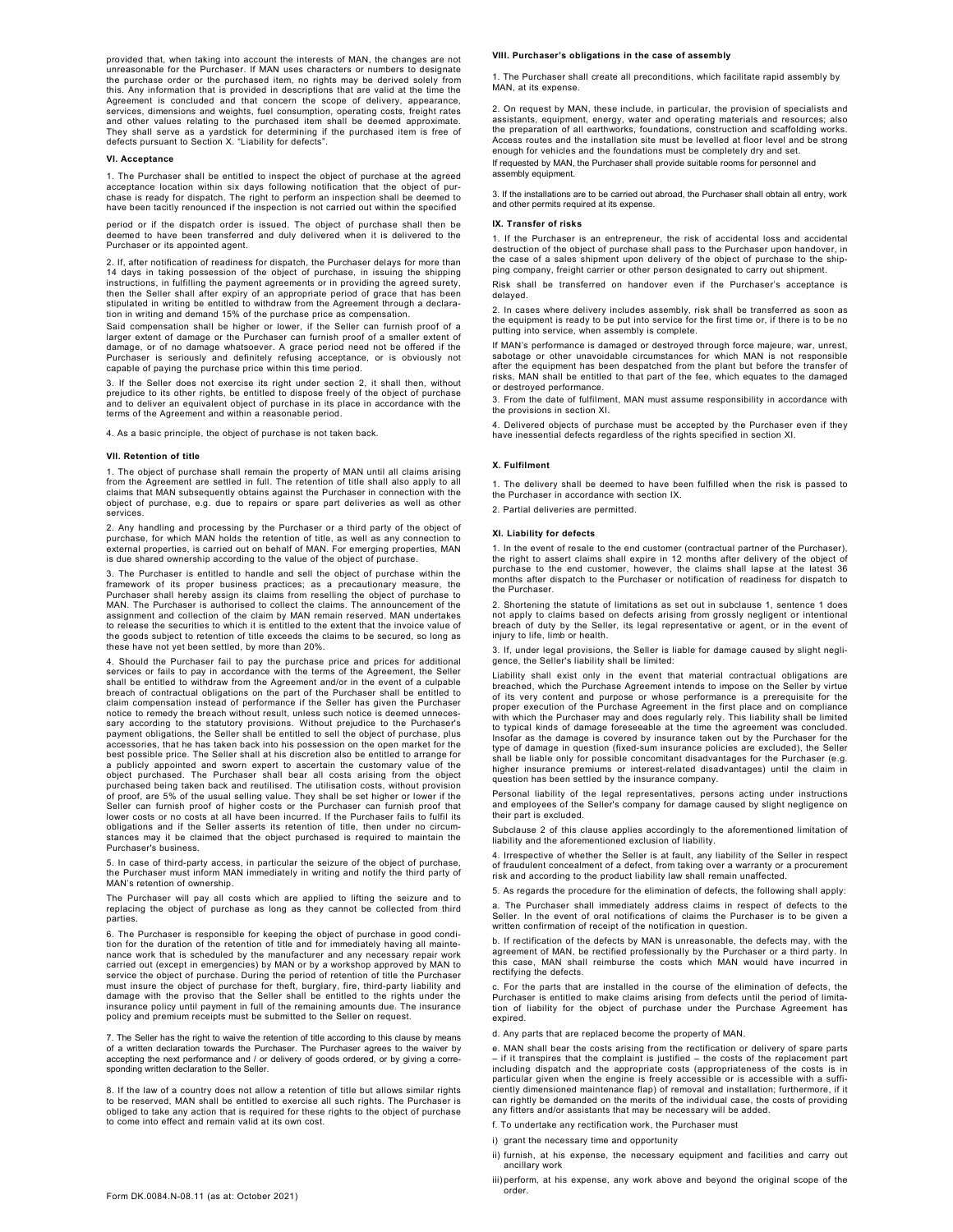provided that, when taking into account the interests of MAN, the changes are not unreasonable for the Purchaser. If MAN uses characters or numbers to designate the purchase order or the purchased item, no rights may be derived solely from this. Any information that is provided in descriptions that are valid at the time the Agreement is concluded and that concern the scope of delivery, appearance, services, dimensions and weights, fuel consumption, operating costs, freight rates and other values relating to the purchased item shall be deemed approximate. They shall serve as a yardstick for determining if the purchased item is free of defects pursuant to Section X. "Liability for defects".

#### VI. Acceptance

1. The Purchaser shall be entitled to inspect the object of purchase at the agreed acceptance location within six days following notification that the object of purchase is ready for dispatch. The right to perform an inspection shall be deemed to have been tacitly renounced if the inspection is not carried out within the specified period or if the dispatch order is issued. The object of purchase shall then be deemed to have been transferred and duly delivered when it is delivered to the Purchaser or its appointed agent.

2. If, after notification of readiness for dispatch, the Purchaser delays for more than 14 days in taking possession of the object of purchase, in issuing the shipping instructions, in fulfilling the payment agreements or in providing the agreed surety, then the Seller shall after expiry of an appropriate period of grace that has been stipulated in writing be entitled to withdraw from the Agreement through a declaration in writing and demand 15% of the purchase price as compensation.

Said compensation shall be higher or lower, if the Seller can furnish proof of a larger extent of damage or the Purchaser can furnish proof of a smaller extent of damage, or of no damage whatsoever. A grace period need not be offered if the Purchaser is seriously and definitely refusing acceptance, or is obviously not capable of paying the purchase price within this time period.

3. If the Seller does not exercise its right under section 2, it shall then, without prejudice to its other rights, be entitled to dispose freely of the object of purchase and to deliver an equivalent object of purchase in its place in accordance with the terms of the Agreement and within a reasonable period.

4. As a basic principle, the object of purchase is not taken back.

#### VII. Retention of title

1. The object of purchase shall remain the property of MAN until all claims arising from the Agreement are settled in full. The retention of title shall also apply to all claims that MAN subsequently obtains against the Purchaser in connection with the object of purchase, e.g. due to repairs or spare part deliveries as well as other services.

2. Any handling and processing by the Purchaser or a third party of the object of purchase, for which MAN holds the retention of title, as well as any connection to external properties, is carried out on behalf of MAN. For emerging properties, MAN is due shared ownership according to the value of the object of purchase.

3. The Purchaser is entitled to handle and sell the object of purchase within the framework of its proper business practices; as a precautionary measure, the Purchaser shall hereby assign its claims from reselling the object of purchase to MAN. The Purchaser is authorised to collect the claims. The announcement of the assignment and collection of the claim by MAN remain reserved. MAN undertakes to release the securities to which it is entitled to the extent that the invoice value of the goods subject to retention of title exceeds the claims to be secured, so long as these have not yet been settled, by more than 20%.

4. Should the Purchaser fail to pay the purchase price and prices for additional services or fails to pay in accordance with the terms of the Agreement, the Seller shall be entitled to withdraw from the Agreement and/or in the event of a culpable breach of contractual obligations on the part of the Purchaser shall be entitled to claim compensation instead of performance if the Seller has given the Purchaser notice to remedy the breach without result, unless such notice is deemed unnecessary according to the statutory provisions. Without prejudice to the Purchaser's payment obligations, the Seller shall be entitled to sell the object of purchase, plus accessories, that he has taken back into his possession on the open market for the best possible price. The Seller shall at his discretion also be entitled to arrange for a publicly appointed and sworn expert to ascertain the customary value of the object purchased. The Purchaser shall bear all costs arising from the object purchased being taken back and reutilised. The utilisation costs, without provision of proof, are 5% of the usual selling value. They shall be set higher or lower if the Seller can furnish proof of higher costs or the Purchaser can furnish proof that lower costs or no costs at all have been incurred. If the Purchaser fails to fulfil its obligations and if the Seller asserts its retention of title, then under no circumstances may it be claimed that the object purchased is required to maintain the Purchaser's business.

5. In case of third-party access, in particular the seizure of the object of purchase, the Purchaser must inform MAN immediately in writing and notify the third party of MAN's retention of ownership.

The Purchaser will pay all costs which are applied to lifting the seizure and to replacing the object of purchase as long as they cannot be collected from third parties.

6. The Purchaser is responsible for keeping the object of purchase in good condition for the duration of the retention of title and for immediately having all maintenance work that is scheduled by the manufacturer and any necessary repair work carried out (except in emergencies) by MAN or by a workshop approved by MAN to service the object of purchase. During the period of retention of title the Purchaser must insure the object of purchase for theft, burglary, fire, third-party liability and damage with the proviso that the Seller shall be entitled to the rights under the insurance policy until payment in full of the remaining amounts due. The insurance policy and premium receipts must be submitted to the Seller on request.

7. The Seller has the right to waive the retention of title according to this clause by means of a written declaration towards the Purchaser. The Purchaser agrees to the waiver by accepting the next performance and / or delivery of goods ordered, or by giving a corresponding written declaration to the Seller.

8. If the law of a country does not allow a retention of title but allows similar rights to be reserved, MAN shall be entitled to exercise all such rights. The Purchaser is obliged to take any action that is required for these rights to the object of purchase to come into effect and remain valid at its own cost.

#### VIII. Purchaser's obligations in the case of assembly

1. The Purchaser shall create all preconditions, which facilitate rapid assembly by MAN, at its expense.

2. On request by MAN, these include, in particular, the provision of specialists and assistants, equipment, energy, water and operating materials and resources; also the preparation of all earthworks, foundations, construction and scaffolding works. Access routes and the installation site must be levelled at floor level and be strong enough for vehicles and the foundations must be completely dry and set.
If requested by MAN, the Purchaser shall provide suitable rooms for personnel and assembly equipment.

3. If the installations are to be carried out abroad, the Purchaser shall obtain all entry, work and other permits required at its expense.

#### IX. Transfer of risks

1. If the Purchaser is an entrepreneur, the risk of accidental loss and accidental destruction of the object of purchase shall pass to the Purchaser upon handover, in the case of a sales shipment upon delivery of the object of purchase to the shipping company, freight carrier or other person designated to carry out shipment.

Risk shall be transferred on handover even if the Purchaser's acceptance is delayed.

2. In cases where delivery includes assembly, risk shall be transferred as soon as the equipment is ready to be put into service for the first time or, if there is to be no putting into service, when assembly is complete.

If MAN's performance is damaged or destroyed through force majeure, war, unrest, sabotage or other unavoidable circumstances for which MAN is not responsible after the equipment has been despatched from the plant but before the transfer of risks, MAN shall be entitled to that part of the fee, which equates to the damaged or destroyed performance.

3. From the date of fulfilment, MAN must assume responsibility in accordance with the provisions in section XI.

4. Delivered objects of purchase must be accepted by the Purchaser even if they have inessential defects regardless of the rights specified in section XI.

#### X. Fulfilment

1. The delivery shall be deemed to have been fulfilled when the risk is passed to the Purchaser in accordance with section IX.

2. Partial deliveries are permitted.

#### XI. Liability for defects

1. In the event of resale to the end customer (contractual partner of the Purchaser), the right to assert claims shall expire in 12 months after delivery of the object of purchase to the end customer, however, the claims shall lapse at the latest 36 months after dispatch to the Purchaser or notification of readiness for dispatch to the Purchaser.

2. Shortening the statute of limitations as set out in subclause 1, sentence 1 does not apply to claims based on defects arising from grossly negligent or intentional breach of duty by the Seller, its legal representative or agent, or in the event of injury to life, limb or health.

3. If, under legal provisions, the Seller is liable for damage caused by slight negligence, the Seller's liability shall be limited:

Liability shall exist only in the event that material contractual obligations are breached, which the Purchase Agreement intends to impose on the Seller by virtue of its very content and purpose or whose performance is a prerequisite for the proper execution of the Purchase Agreement in the first place and on compliance with which the Purchaser may and does regularly rely. This liability shall be limited to typical kinds of damage foreseeable at the time the agreement was concluded. Insofar as the damage is covered by insurance taken out by the Purchaser for the type of damage in question (fixed-sum insurance policies are excluded), the Seller shall be liable only for possible concomitant disadvantages for the Purchaser (e.g. higher insurance premiums or interest-related disadvantages) until the claim in question has been settled by the insurance company.

Personal liability of the legal representatives, persons acting under instructions and employees of the Seller's company for damage caused by slight negligence on their part is excluded.

Subclause 2 of this clause applies accordingly to the aforementioned limitation of liability and the aforementioned exclusion of liability.

4. Irrespective of whether the Seller is at fault, any liability of the Seller in respect of fraudulent concealment of a defect, from taking over a warranty or a procurement risk and according to the product liability law shall remain unaffected.

5. As regards the procedure for the elimination of defects, the following shall apply:

a. The Purchaser shall immediately address claims in respect of defects to the Seller. In the event of oral notifications of claims the Purchaser is to be given a written confirmation of receipt of the notification in question.

b. If rectification of the defects by MAN is unreasonable, the defects may, with the agreement of MAN, be rectified professionally by the Purchaser or a third party. In this case, MAN shall reimburse the costs which MAN would have incurred in rectifying the defects.

c. For the parts that are installed in the course of the elimination of defects, the Purchaser is entitled to make claims arising from defects until the period of limitation of liability for the object of purchase under the Purchase Agreement has expired.

d. Any parts that are replaced become the property of MAN.

e. MAN shall bear the costs arising from the rectification or delivery of spare parts – if it transpires that the complaint is justified – the costs of the replacement part including dispatch and the appropriate costs (appropriateness of the costs is in particular given when the engine is freely accessible or is accessible with a sufficiently dimensioned maintenance flap) of removal and installation; furthermore, if it can rightly be demanded on the merits of the individual case, the costs of providing any fitters and/or assistants that may be necessary will be added.

f. To undertake any rectification work, the Purchaser must

i) grant the necessary time and opportunity

ii) furnish, at his expense, the necessary equipment and facilities and carry out ancillary work

iii) perform, at his expense, any work above and beyond the original scope of the order.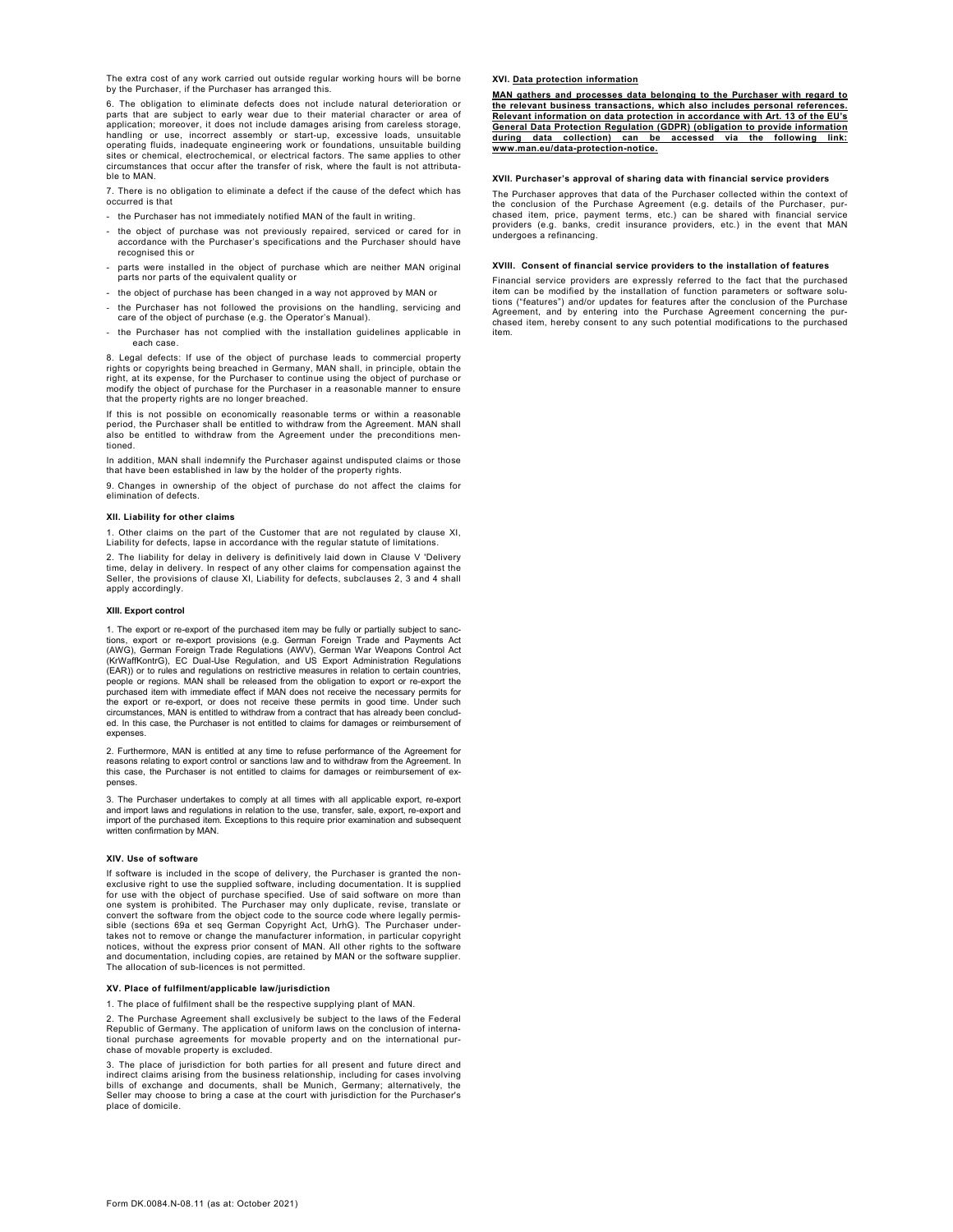The extra cost of any work carried out outside regular working hours will be borne by the Purchaser, if the Purchaser has arranged this.

6. The obligation to eliminate defects does not include natural deterioration or parts that are subject to early wear due to their material character or area of application; moreover, it does not include damages arising from careless storage, handling or use, incorrect assembly or start-up, excessive loads, unsuitable operating fluids, inadequate engineering work or foundations, unsuitable building sites or chemical, electrochemical, or electrical factors. The same applies to other circumstances that occur after the transfer of risk, where the fault is not attributable to MAN.

7. There is no obligation to eliminate a defect if the cause of the defect which has occurred is that

- the Purchaser has not immediately notified MAN of the fault in writing.
- the object of purchase was not previously repaired, serviced or cared for in accordance with the Purchaser's specifications and the Purchaser should have recognised this or
- parts were installed in the object of purchase which are neither MAN original parts nor parts of the equivalent quality or
- the object of purchase has been changed in a way not approved by MAN or
- the Purchaser has not followed the provisions on the handling, servicing and care of the object of purchase (e.g. the Operator's Manual).
- the Purchaser has not complied with the installation guidelines applicable in each case.

8. Legal defects: If use of the object of purchase leads to commercial property rights or copyrights being breached in Germany, MAN shall, in principle, obtain the right, at its expense, for the Purchaser to continue using the object of purchase or modify the object of purchase for the Purchaser in a reasonable manner to ensure that the property rights are no longer breached.

If this is not possible on economically reasonable terms or within a reasonable period, the Purchaser shall be entitled to withdraw from the Agreement. MAN shall also be entitled to withdraw from the Agreement under the preconditions mentioned.

In addition, MAN shall indemnify the Purchaser against undisputed claims or those that have been established in law by the holder of the property rights.

9. Changes in ownership of the object of purchase do not affect the claims for elimination of defects.

### XII. Liability for other claims

1. Other claims on the part of the Customer that are not regulated by clause XI, Liability for defects, lapse in accordance with the regular statute of limitations.

2. The liability for delay in delivery is definitively laid down in Clause V 'Delivery time, delay in delivery. In respect of any other claims for compensation against the Seller, the provisions of clause XI, Liability for defects, subclauses 2, 3 and 4 shall apply accordingly.

### XIII. Export control

1. The export or re-export of the purchased item may be fully or partially subject to sanctions, export or re-export provisions (e.g. German Foreign Trade and Payments Act (AWG), German Foreign Trade Regulations (AWV), German War Weapons Control Act (KrWaffKontrG), EC Dual-Use Regulation, and US Export Administration Regulations (EAR)) or to rules and regulations on restrictive measures in relation to certain countries, people or regions. MAN shall be released from the obligation to export or re-export the purchased item with immediate effect if MAN does not receive the necessary permits for the export or re-export, or does not receive these permits in good time. Under such circumstances, MAN is entitled to withdraw from a contract that has already been concluded. In this case, the Purchaser is not entitled to claims for damages or reimbursement of expenses.

2. Furthermore, MAN is entitled at any time to refuse performance of the Agreement for reasons relating to export control or sanctions law and to withdraw from the Agreement. In this case, the Purchaser is not entitled to claims for damages or reimbursement of expenses.

3. The Purchaser undertakes to comply at all times with all applicable export, re-export and import laws and regulations in relation to the use, transfer, sale, export, re-export and import of the purchased item. Exceptions to this require prior examination and subsequent written confirmation by MAN.

### XIV. Use of software

If software is included in the scope of delivery, the Purchaser is granted the non-exclusive right to use the supplied software, including documentation. It is supplied for use with the object of purchase specified. Use of said software on more than one system is prohibited. The Purchaser may only duplicate, revise, translate or convert the software from the object code to the source code where legally permissible (sections 69a et seq German Copyright Act, UrhG). The Purchaser undertakes not to remove or change the manufacturer information, in particular copyright notices, without the express prior consent of MAN. All other rights to the software and documentation, including copies, are retained by MAN or the software supplier. The allocation of sub-licences is not permitted.

### XV. Place of fulfilment/applicable law/jurisdiction

1. The place of fulfilment shall be the respective supplying plant of MAN.

2. The Purchase Agreement shall exclusively be subject to the laws of the Federal Republic of Germany. The application of uniform laws on the conclusion of international purchase agreements for movable property and on the international purchase of movable property is excluded.

3. The place of jurisdiction for both parties for all present and future direct and indirect claims arising from the business relationship, including for cases involving bills of exchange and documents, shall be Munich, Germany; alternatively, the Seller may choose to bring a case at the court with jurisdiction for the Purchaser's place of domicile.

### XVI. Data protection information

**MAN gathers and processes data belonging to the Purchaser with regard to the relevant business transactions, which also includes personal references. Relevant information on data protection in accordance with Art. 13 of the EU's General Data Protection Regulation (GDPR) (obligation to provide information during data collection) can be accessed via the following link: www.man.eu/data-protection-notice.**

### XVII. Purchaser's approval of sharing data with financial service providers

The Purchaser approves that data of the Purchaser collected within the context of the conclusion of the Purchase Agreement (e.g. details of the Purchaser, purchased item, price, payment terms, etc.) can be shared with financial service providers (e.g. banks, credit insurance providers, etc.) in the event that MAN undergoes a refinancing.

### XVIII. Consent of financial service providers to the installation of features

Financial service providers are expressly referred to the fact that the purchased item can be modified by the installation of function parameters or software solutions ("features") and/or updates for features after the conclusion of the Purchase Agreement, and by entering into the Purchase Agreement concerning the purchased item, hereby consent to any such potential modifications to the purchased item.

Form DK.0084.N-08.11 (as at: October 2021)